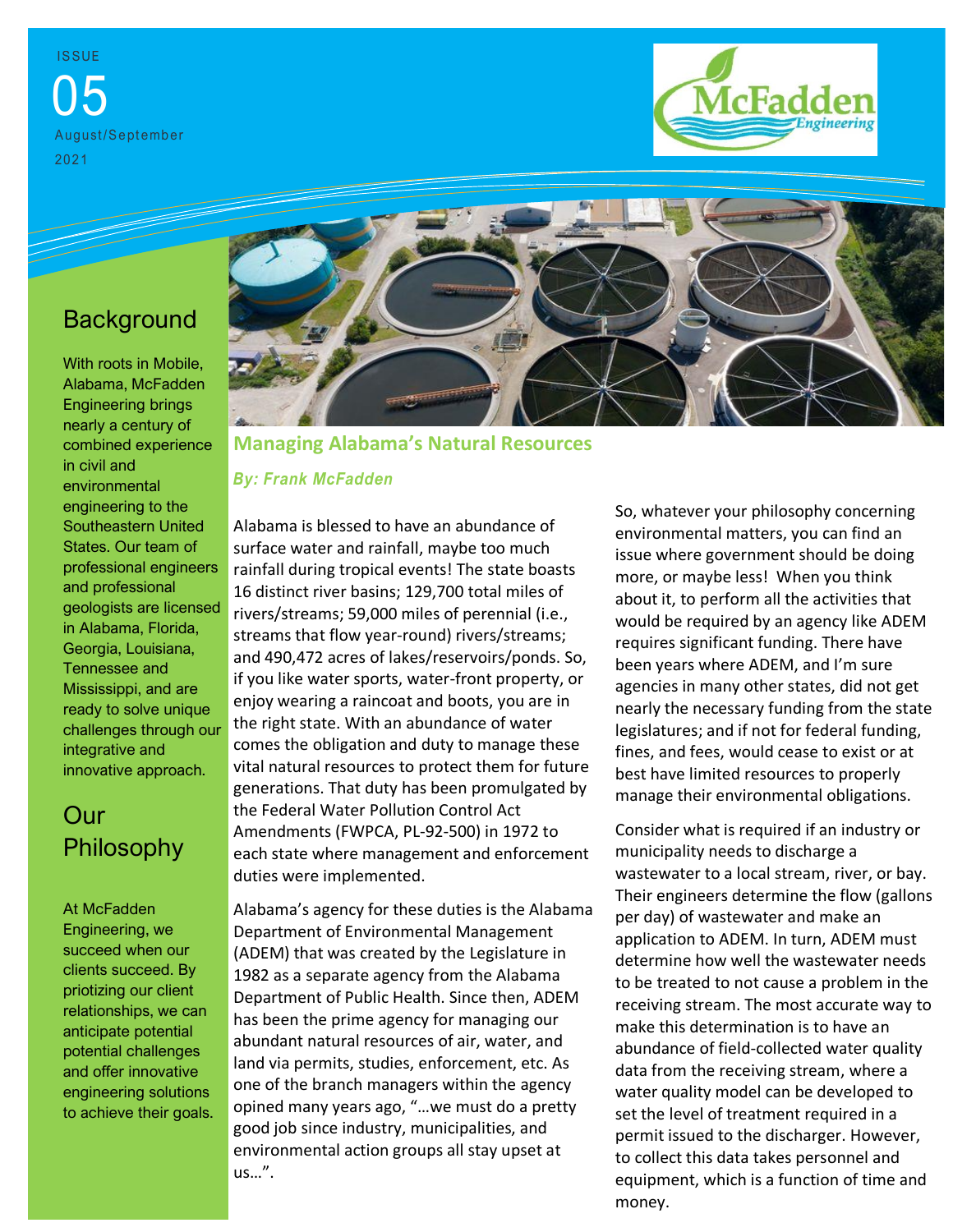ISSUE

05

August/September

2021

McFadden Engineering

## Background

With roots in Mobile, Alabama, McFadden Engineering brings nearly a century of combined experience in civil and environmental engineering to the Southeastern United States. Our team of professional engineers and professional geologists are licensed in Alabama, Florida, Georgia, Louisiana, Tennessee and Mississippi, and are ready to solve unique challenges through our integrative and innovative approach.

## Our Philosophy

At McFadden Engineering, we succeed when our clients succeed. By priotizing our client relationships, we can anticipate potential potential challenges and offer innovative engineering solutions to achieve their goals.

## Managing Alabama's Natural Resources

***By: Frank McFadden***

Alabama is blessed to have an abundance of surface water and rainfall, maybe too much rainfall during tropical events! The state boasts 16 distinct river basins; 129,700 total miles of rivers/streams; 59,000 miles of perennial (i.e., streams that flow year-round) rivers/streams; and 490,472 acres of lakes/reservoirs/ponds. So, if you like water sports, water-front property, or enjoy wearing a raincoat and boots, you are in the right state. With an abundance of water comes the obligation and duty to manage these vital natural resources to protect them for future generations. That duty has been promulgated by the Federal Water Pollution Control Act Amendments (FWPCA, PL-92-500) in 1972 to each state where management and enforcement duties were implemented.

Alabama's agency for these duties is the Alabama Department of Environmental Management (ADEM) that was created by the Legislature in 1982 as a separate agency from the Alabama Department of Public Health. Since then, ADEM has been the prime agency for managing our abundant natural resources of air, water, and land via permits, studies, enforcement, etc. As one of the branch managers within the agency opined many years ago, "…we must do a pretty good job since industry, municipalities, and environmental action groups all stay upset at us…".

So, whatever your philosophy concerning environmental matters, you can find an issue where government should be doing more, or maybe less! When you think about it, to perform all the activities that would be required by an agency like ADEM requires significant funding. There have been years where ADEM, and I'm sure agencies in many other states, did not get nearly the necessary funding from the state legislatures; and if not for federal funding, fines, and fees, would cease to exist or at best have limited resources to properly manage their environmental obligations.

Consider what is required if an industry or municipality needs to discharge a wastewater to a local stream, river, or bay. Their engineers determine the flow (gallons per day) of wastewater and make an application to ADEM. In turn, ADEM must determine how well the wastewater needs to be treated to not cause a problem in the receiving stream. The most accurate way to make this determination is to have an abundance of field-collected water quality data from the receiving stream, where a water quality model can be developed to set the level of treatment required in a permit issued to the discharger. However, to collect this data takes personnel and equipment, which is a function of time and money.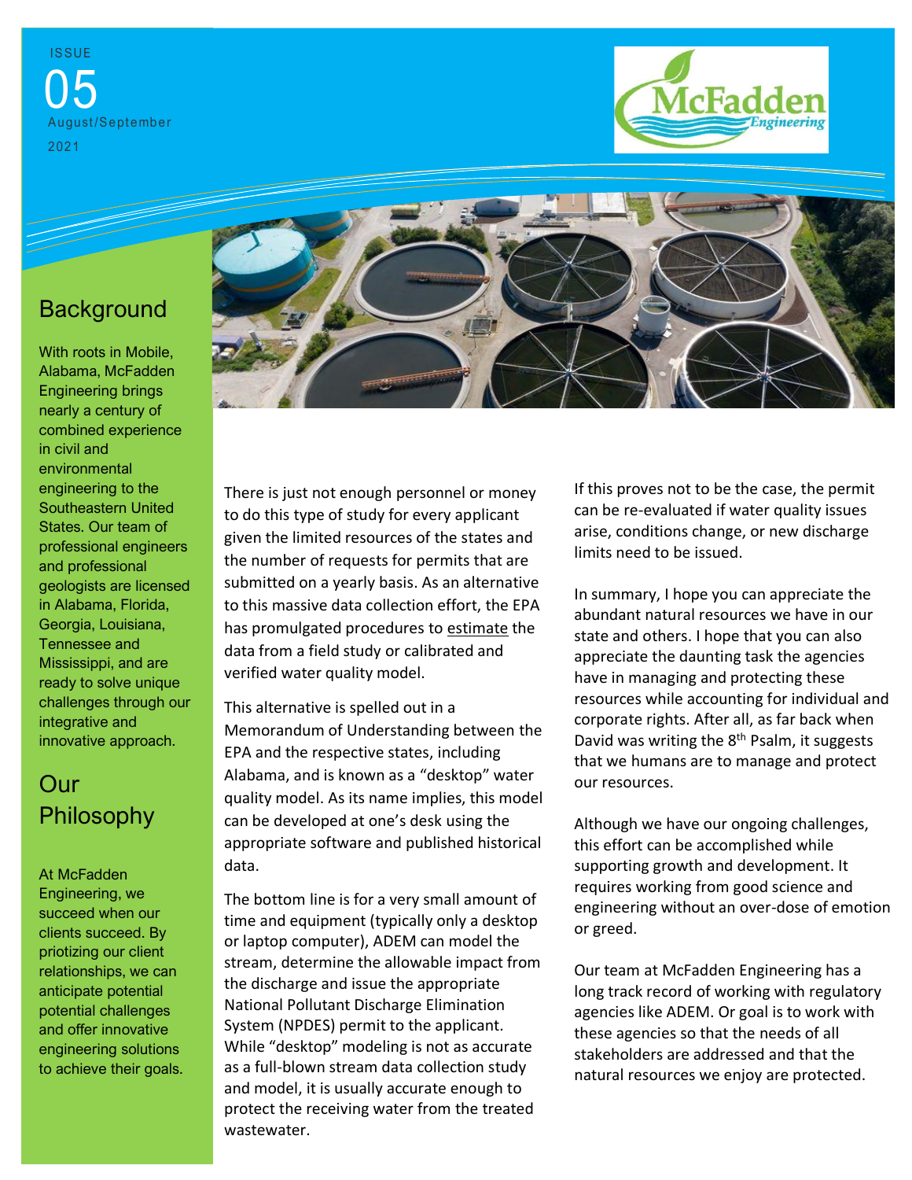ISSUE

05

August/September 2021

## Background

With roots in Mobile, Alabama, McFadden Engineering brings nearly a century of combined experience in civil and environmental engineering to the Southeastern United States. Our team of professional engineers and professional geologists are licensed in Alabama, Florida, Georgia, Louisiana, Tennessee and Mississippi, and are ready to solve unique challenges through our integrative and innovative approach.

## Our Philosophy

At McFadden Engineering, we succeed when our clients succeed. By priotizing our client relationships, we can anticipate potential potential challenges and offer innovative engineering solutions to achieve their goals.

There is just not enough personnel or money to do this type of study for every applicant given the limited resources of the states and the number of requests for permits that are submitted on a yearly basis. As an alternative to this massive data collection effort, the EPA has promulgated procedures to estimate the data from a field study or calibrated and verified water quality model.

This alternative is spelled out in a Memorandum of Understanding between the EPA and the respective states, including Alabama, and is known as a "desktop" water quality model. As its name implies, this model can be developed at one's desk using the appropriate software and published historical data.

The bottom line is for a very small amount of time and equipment (typically only a desktop or laptop computer), ADEM can model the stream, determine the allowable impact from the discharge and issue the appropriate National Pollutant Discharge Elimination System (NPDES) permit to the applicant. While "desktop" modeling is not as accurate as a full-blown stream data collection study and model, it is usually accurate enough to protect the receiving water from the treated wastewater.

If this proves not to be the case, the permit can be re-evaluated if water quality issues arise, conditions change, or new discharge limits need to be issued.

In summary, I hope you can appreciate the abundant natural resources we have in our state and others. I hope that you can also appreciate the daunting task the agencies have in managing and protecting these resources while accounting for individual and corporate rights. After all, as far back when David was writing the 8th Psalm, it suggests that we humans are to manage and protect our resources.

Although we have our ongoing challenges, this effort can be accomplished while supporting growth and development. It requires working from good science and engineering without an over-dose of emotion or greed.

Our team at McFadden Engineering has a long track record of working with regulatory agencies like ADEM. Or goal is to work with these agencies so that the needs of all stakeholders are addressed and that the natural resources we enjoy are protected.